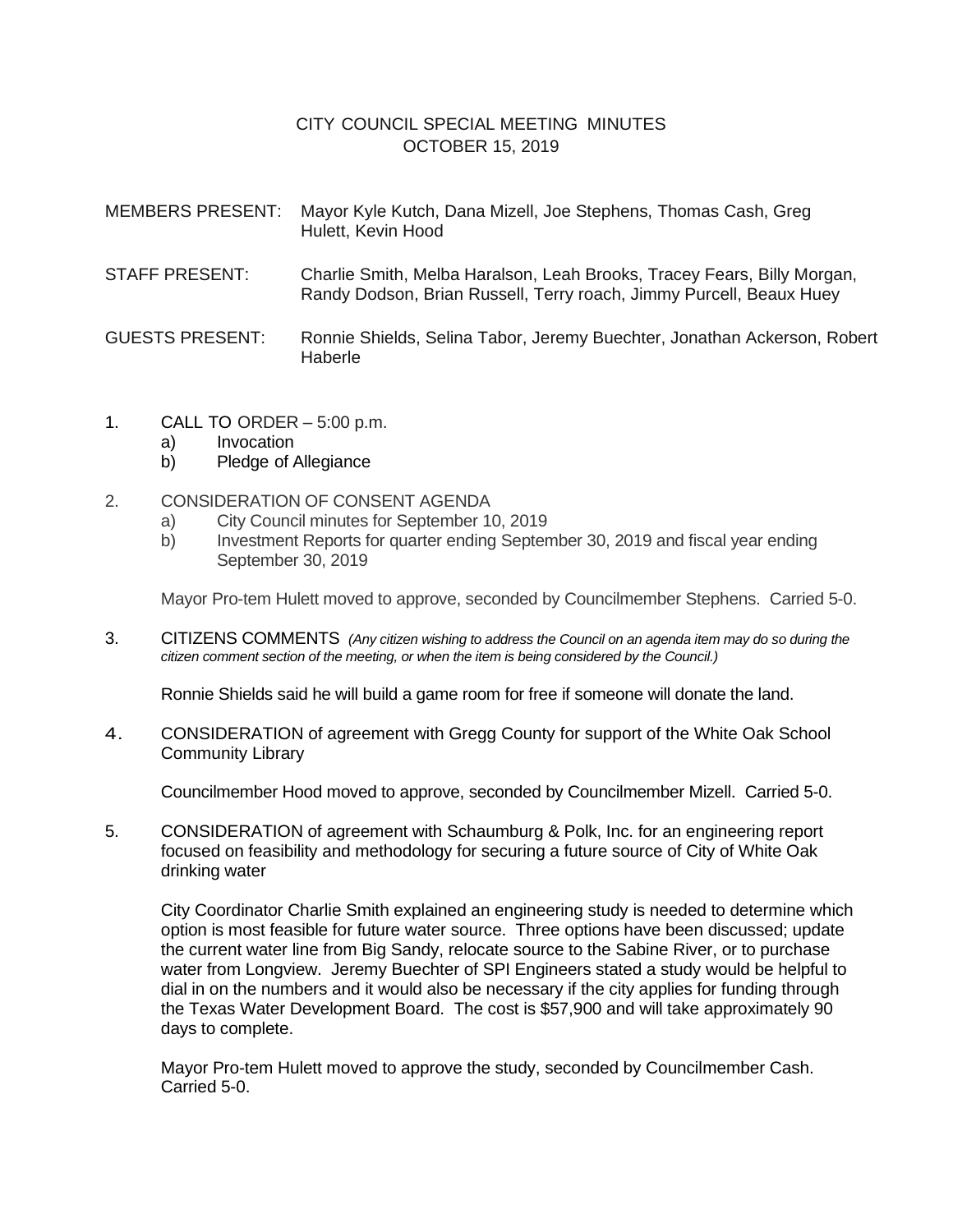# CITY COUNCIL SPECIAL MEETING MINUTES
## OCTOBER 15, 2019

MEMBERS PRESENT: Mayor Kyle Kutch, Dana Mizell, Joe Stephens, Thomas Cash, Greg Hulett, Kevin Hood

STAFF PRESENT: Charlie Smith, Melba Haralson, Leah Brooks, Tracey Fears, Billy Morgan, Randy Dodson, Brian Russell, Terry roach, Jimmy Purcell, Beaux Huey

GUESTS PRESENT: Ronnie Shields, Selina Tabor, Jeremy Buechter, Jonathan Ackerson, Robert Haberle

1. CALL TO ORDER – 5:00 p.m.
   a) Invocation
   b) Pledge of Allegiance

2. CONSIDERATION OF CONSENT AGENDA
   a) City Council minutes for September 10, 2019
   b) Investment Reports for quarter ending September 30, 2019 and fiscal year ending September 30, 2019

   Mayor Pro-tem Hulett moved to approve, seconded by Councilmember Stephens. Carried 5-0.

3. CITIZENS COMMENTS *(Any citizen wishing to address the Council on an agenda item may do so during the citizen comment section of the meeting, or when the item is being considered by the Council.)*

   Ronnie Shields said he will build a game room for free if someone will donate the land.

4. CONSIDERATION of agreement with Gregg County for support of the White Oak School Community Library

   Councilmember Hood moved to approve, seconded by Councilmember Mizell. Carried 5-0.

5. CONSIDERATION of agreement with Schaumburg & Polk, Inc. for an engineering report focused on feasibility and methodology for securing a future source of City of White Oak drinking water

   City Coordinator Charlie Smith explained an engineering study is needed to determine which option is most feasible for future water source. Three options have been discussed; update the current water line from Big Sandy, relocate source to the Sabine River, or to purchase water from Longview. Jeremy Buechter of SPI Engineers stated a study would be helpful to dial in on the numbers and it would also be necessary if the city applies for funding through the Texas Water Development Board. The cost is $57,900 and will take approximately 90 days to complete.

   Mayor Pro-tem Hulett moved to approve the study, seconded by Councilmember Cash. Carried 5-0.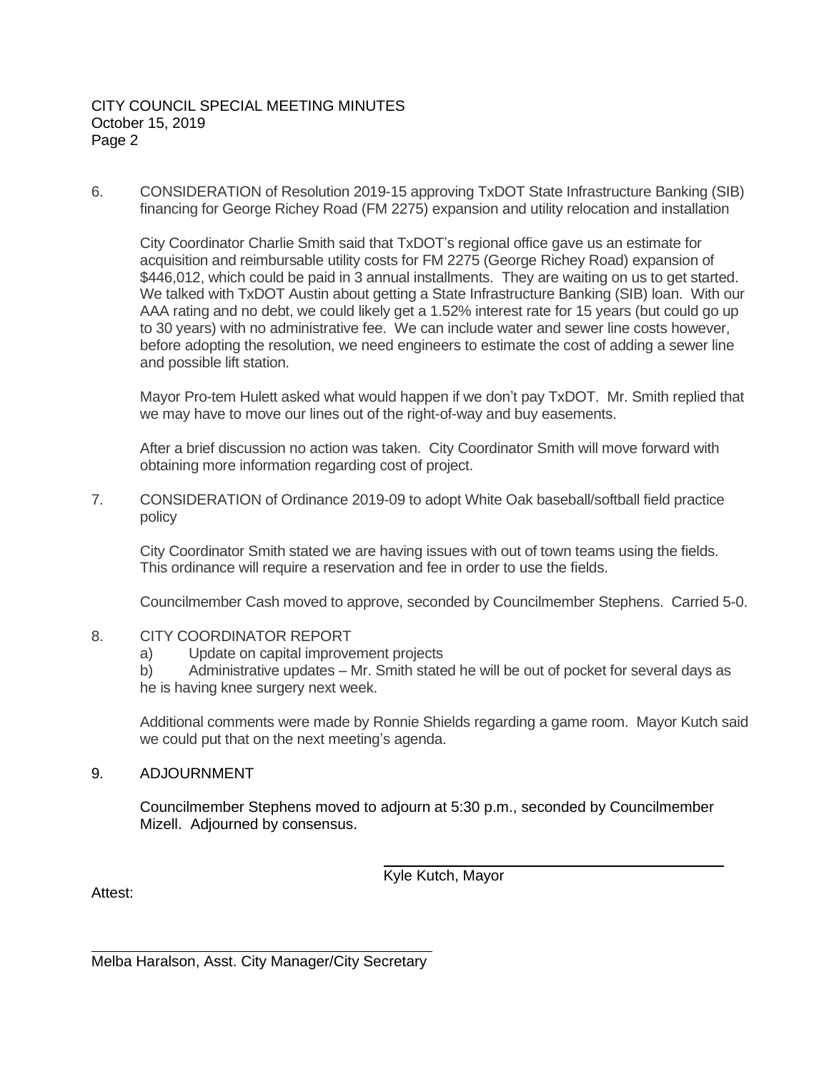6. CONSIDERATION of Resolution 2019-15 approving TxDOT State Infrastructure Banking (SIB) financing for George Richey Road (FM 2275) expansion and utility relocation and installation

   City Coordinator Charlie Smith said that TxDOT's regional office gave us an estimate for acquisition and reimbursable utility costs for FM 2275 (George Richey Road) expansion of $446,012, which could be paid in 3 annual installments. They are waiting on us to get started. We talked with TxDOT Austin about getting a State Infrastructure Banking (SIB) loan. With our AAA rating and no debt, we could likely get a 1.52% interest rate for 15 years (but could go up to 30 years) with no administrative fee. We can include water and sewer line costs however, before adopting the resolution, we need engineers to estimate the cost of adding a sewer line and possible lift station.

   Mayor Pro-tem Hulett asked what would happen if we don't pay TxDOT. Mr. Smith replied that we may have to move our lines out of the right-of-way and buy easements.

   After a brief discussion no action was taken. City Coordinator Smith will move forward with obtaining more information regarding cost of project.

7. CONSIDERATION of Ordinance 2019-09 to adopt White Oak baseball/softball field practice policy

   City Coordinator Smith stated we are having issues with out of town teams using the fields. This ordinance will require a reservation and fee in order to use the fields.

   Councilmember Cash moved to approve, seconded by Councilmember Stephens. Carried 5-0.

8. CITY COORDINATOR REPORT
   a) Update on capital improvement projects
   b) Administrative updates – Mr. Smith stated he will be out of pocket for several days as he is having knee surgery next week.

   Additional comments were made by Ronnie Shields regarding a game room. Mayor Kutch said we could put that on the next meeting's agenda.

9. ADJOURNMENT

   Councilmember Stephens moved to adjourn at 5:30 p.m., seconded by Councilmember Mizell. Adjourned by consensus.

\_\_\_\_\_\_\_\_\_\_\_\_\_\_\_\_\_\_\_\_\_\_\_\_\_\_\_\_\_\_\_\_\_\_\_\_\_\_
Kyle Kutch, Mayor

Attest:

\_\_\_\_\_\_\_\_\_\_\_\_\_\_\_\_\_\_\_\_\_\_\_\_\_\_\_\_\_\_\_\_\_\_\_\_\_\_
Melba Haralson, Asst. City Manager/City Secretary